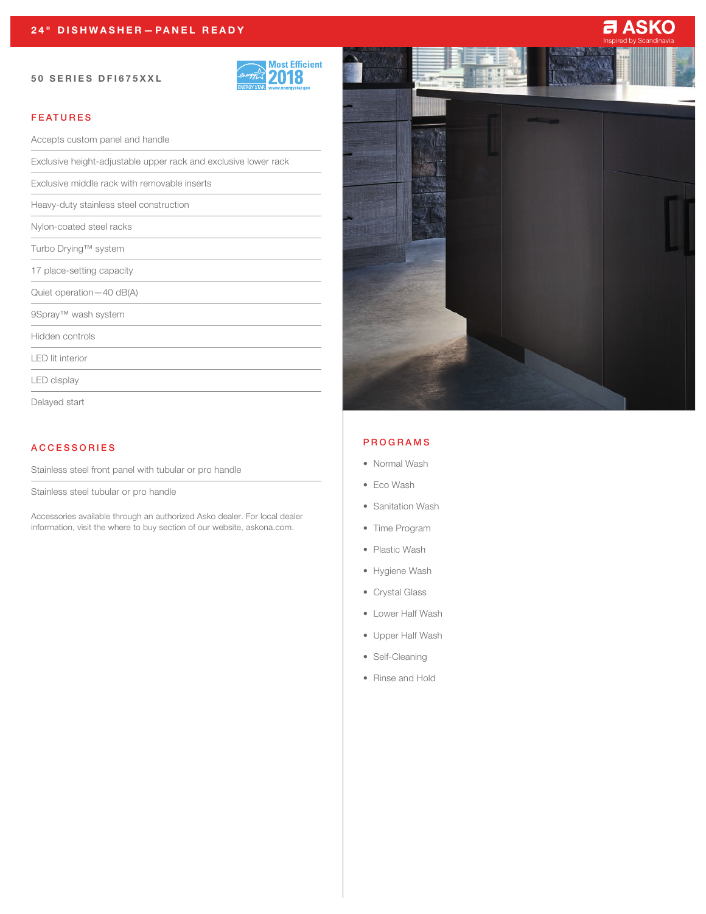# 24" DISHWASHER—PANEL READY

ASKO
Inspired by Scandinavia

## 50 SERIES DFI675XXL

Most Efficient 2018
ENERGY STAR
www.energystar.gov

## FEATURES

- Accepts custom panel and handle
- Exclusive height-adjustable upper rack and exclusive lower rack
- Exclusive middle rack with removable inserts
- Heavy-duty stainless steel construction
- Nylon-coated steel racks
- Turbo Drying™ system
- 17 place-setting capacity
- Quiet operation—40 dB(A)
- 9Spray™ wash system
- Hidden controls
- LED lit interior
- LED display
- Delayed start

## ACCESSORIES

- Stainless steel front panel with tubular or pro handle
- Stainless steel tubular or pro handle

Accessories available through an authorized Asko dealer. For local dealer information, visit the where to buy section of our website, askona.com.

## PROGRAMS

- Normal Wash
- Eco Wash
- Sanitation Wash
- Time Program
- Plastic Wash
- Hygiene Wash
- Crystal Glass
- Lower Half Wash
- Upper Half Wash
- Self-Cleaning
- Rinse and Hold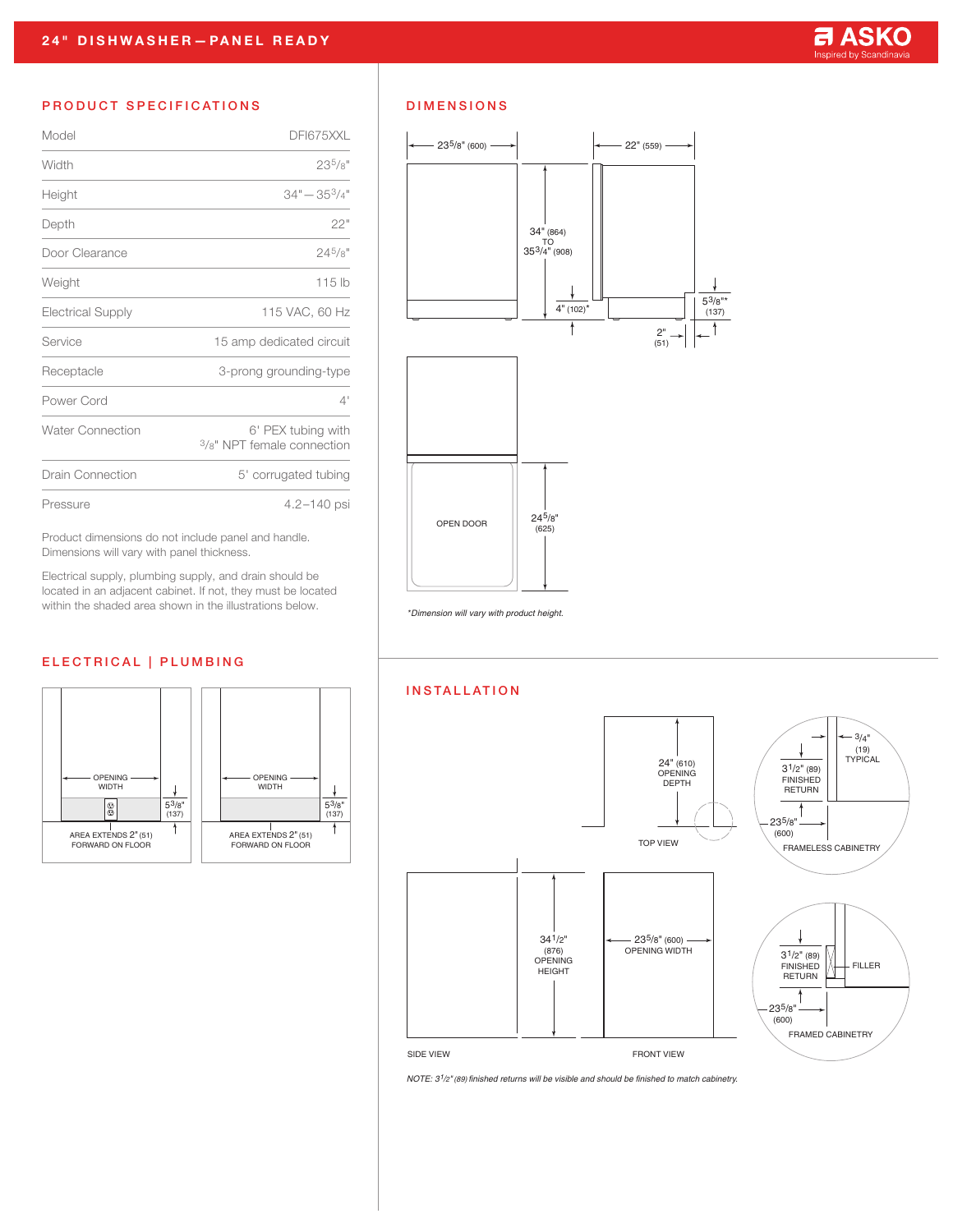# 24" DISHWASHER—PANEL READY

ASKO
Inspired by Scandinavia

## PRODUCT SPECIFICATIONS

| | |
|---|---|
| Model | DFI675XXL |
| Width | 23 5/8" |
| Height | 34"—35 3/4" |
| Depth | 22" |
| Door Clearance | 24 5/8" |
| Weight | 115 lb |
| Electrical Supply | 115 VAC, 60 Hz |
| Service | 15 amp dedicated circuit |
| Receptacle | 3-prong grounding-type |
| Power Cord | 4' |
| Water Connection | 6' PEX tubing with 3/8" NPT female connection |
| Drain Connection | 5' corrugated tubing |
| Pressure | 4.2–140 psi |

Product dimensions do not include panel and handle. Dimensions will vary with panel thickness.

Electrical supply, plumbing supply, and drain should be located in an adjacent cabinet. If not, they must be located within the shaded area shown in the illustrations below.

## ELECTRICAL | PLUMBING

OPENING WIDTH
5 3/8" (137)
AREA EXTENDS 2" (51) FORWARD ON FLOOR

OPENING WIDTH
5 3/8" (137)
AREA EXTENDS 2" (51) FORWARD ON FLOOR

## DIMENSIONS

23 5/8" (600)
22" (559)
34" (864) TO 35 3/4" (908)
4" (102)*
5 3/8"* (137)
2" (51)
OPEN DOOR
24 5/8" (625)

*Dimension will vary with product height.*

## INSTALLATION

24" (610) OPENING DEPTH
TOP VIEW
3/4" (19) TYPICAL
3 1/2" (89) FINISHED RETURN
23 5/8" (600)
FRAMELESS CABINETRY

34 1/2" (876) OPENING HEIGHT
23 5/8" (600) OPENING WIDTH
SIDE VIEW
FRONT VIEW
3 1/2" (89) FINISHED RETURN
FILLER
23 5/8" (600)
FRAMED CABINETRY

*NOTE: 3 1/2" (89) finished returns will be visible and should be finished to match cabinetry.*